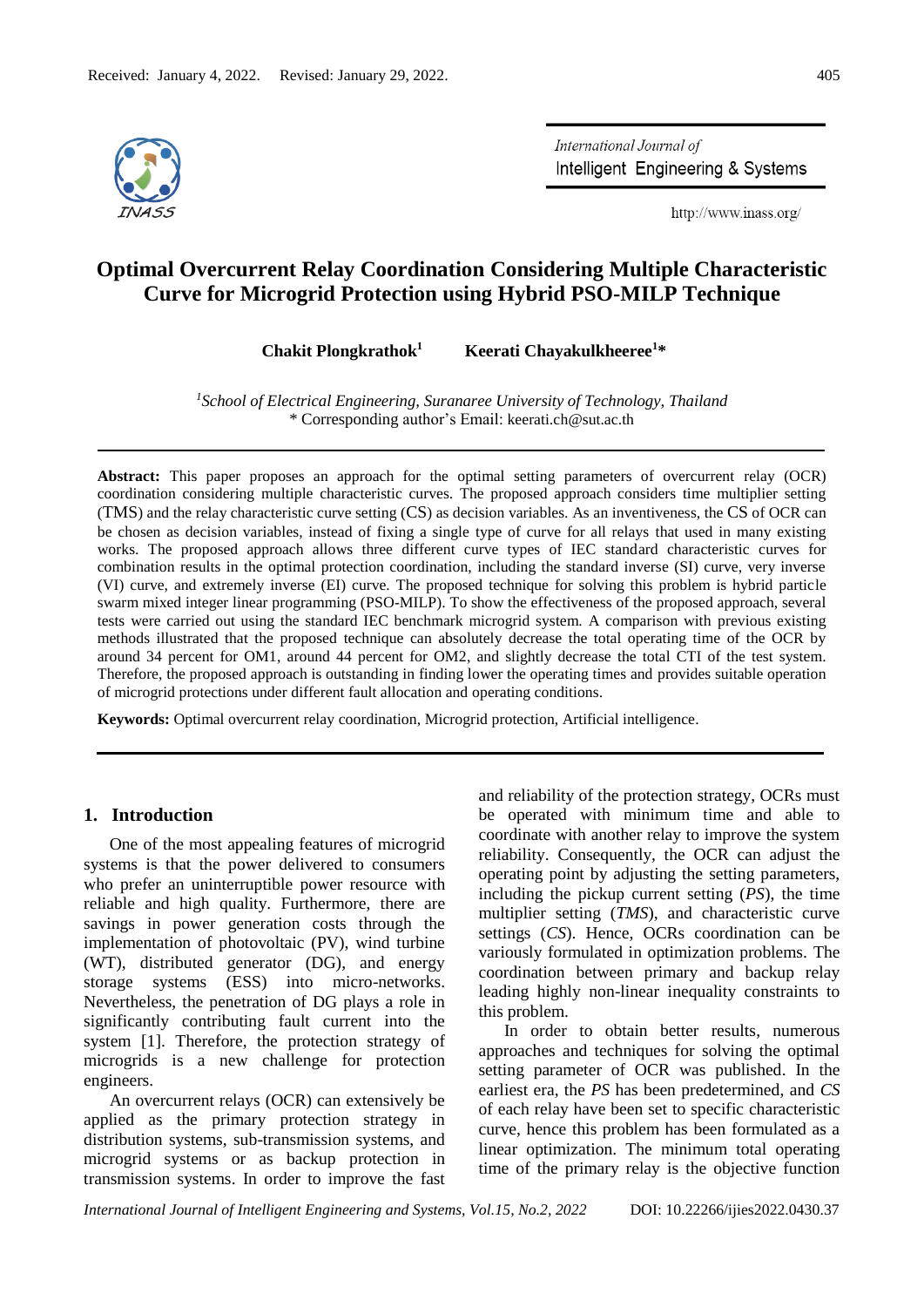Received: January 4, 2022. Revised: January 29, 2022.

# Optimal Overcurrent Relay Coordination Considering Multiple Characteristic Curve for Microgrid Protection using Hybrid PSO-MILP Technique

**Chakit Plongkrathok[1]** **Keerati Chayakulkheeree[1]***

[1]*School of Electrical Engineering, Suranaree University of Technology, Thailand*
\* Corresponding author's Email: keerati.ch@sut.ac.th

---

**Abstract:** This paper proposes an approach for the optimal setting parameters of overcurrent relay (OCR) coordination considering multiple characteristic curves. The proposed approach considers time multiplier setting (TMS) and the relay characteristic curve setting (CS) as decision variables. As an inventiveness, the CS of OCR can be chosen as decision variables, instead of fixing a single type of curve for all relays that used in many existing works. The proposed approach allows three different curve types of IEC standard characteristic curves for combination results in the optimal protection coordination, including the standard inverse (SI) curve, very inverse (VI) curve, and extremely inverse (EI) curve. The proposed technique for solving this problem is hybrid particle swarm mixed integer linear programming (PSO-MILP). To show the effectiveness of the proposed approach, several tests were carried out using the standard IEC benchmark microgrid system. A comparison with previous existing methods illustrated that the proposed technique can absolutely decrease the total operating time of the OCR by around 34 percent for OM1, around 44 percent for OM2, and slightly decrease the total CTI of the test system. Therefore, the proposed approach is outstanding in finding lower the operating times and provides suitable operation of microgrid protections under different fault allocation and operating conditions.

**Keywords:** Optimal overcurrent relay coordination, Microgrid protection, Artificial intelligence.

---

## 1. Introduction

One of the most appealing features of microgrid systems is that the power delivered to consumers who prefer an uninterruptible power resource with reliable and high quality. Furthermore, there are savings in power generation costs through the implementation of photovoltaic (PV), wind turbine (WT), distributed generator (DG), and energy storage systems (ESS) into micro-networks. Nevertheless, the penetration of DG plays a role in significantly contributing fault current into the system [1]. Therefore, the protection strategy of microgrids is a new challenge for protection engineers.

An overcurrent relays (OCR) can extensively be applied as the primary protection strategy in distribution systems, sub-transmission systems, and microgrid systems or as backup protection in transmission systems. In order to improve the fast and reliability of the protection strategy, OCRs must be operated with minimum time and able to coordinate with another relay to improve the system reliability. Consequently, the OCR can adjust the operating point by adjusting the setting parameters, including the pickup current setting (*PS*), the time multiplier setting (*TMS*), and characteristic curve settings (*CS*). Hence, OCRs coordination can be variously formulated in optimization problems. The coordination between primary and backup relay leading highly non-linear inequality constraints to this problem.

In order to obtain better results, numerous approaches and techniques for solving the optimal setting parameter of OCR was published. In the earliest era, the *PS* has been predetermined, and *CS* of each relay have been set to specific characteristic curve, hence this problem has been formulated as a linear optimization. The minimum total operating time of the primary relay is the objective function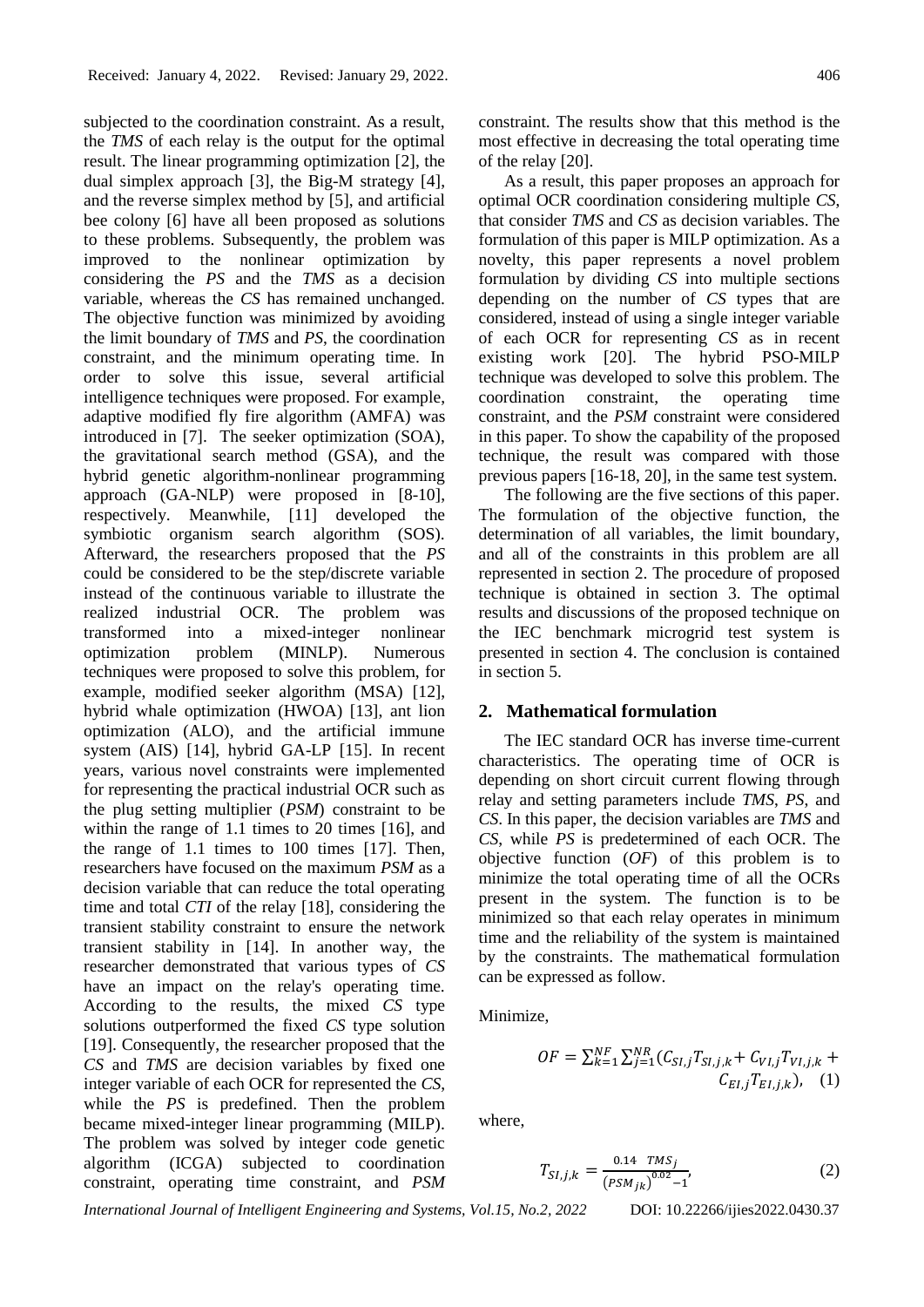subjected to the coordination constraint. As a result, the *TMS* of each relay is the output for the optimal result. The linear programming optimization [2], the dual simplex approach [3], the Big-M strategy [4], and the reverse simplex method by [5], and artificial bee colony [6] have all been proposed as solutions to these problems. Subsequently, the problem was improved to the nonlinear optimization by considering the *PS* and the *TMS* as a decision variable, whereas the *CS* has remained unchanged. The objective function was minimized by avoiding the limit boundary of *TMS* and *PS*, the coordination constraint, and the minimum operating time. In order to solve this issue, several artificial intelligence techniques were proposed. For example, adaptive modified fly fire algorithm (AMFA) was introduced in [7]. The seeker optimization (SOA), the gravitational search method (GSA), and the hybrid genetic algorithm-nonlinear programming approach (GA-NLP) were proposed in [8-10], respectively. Meanwhile, [11] developed the symbiotic organism search algorithm (SOS). Afterward, the researchers proposed that the *PS* could be considered to be the step/discrete variable instead of the continuous variable to illustrate the realized industrial OCR. The problem was transformed into a mixed-integer nonlinear optimization problem (MINLP). Numerous techniques were proposed to solve this problem, for example, modified seeker algorithm (MSA) [12], hybrid whale optimization (HWOA) [13], ant lion optimization (ALO), and the artificial immune system (AIS) [14], hybrid GA-LP [15]. In recent years, various novel constraints were implemented for representing the practical industrial OCR such as the plug setting multiplier (*PSM*) constraint to be within the range of 1.1 times to 20 times [16], and the range of 1.1 times to 100 times [17]. Then, researchers have focused on the maximum *PSM* as a decision variable that can reduce the total operating time and total *CTI* of the relay [18], considering the transient stability constraint to ensure the network transient stability in [14]. In another way, the researcher demonstrated that various types of *CS* have an impact on the relay's operating time. According to the results, the mixed *CS* type solutions outperformed the fixed *CS* type solution [19]. Consequently, the researcher proposed that the *CS* and *TMS* are decision variables by fixed one integer variable of each OCR for represented the *CS*, while the *PS* is predefined. Then the problem became mixed-integer linear programming (MILP). The problem was solved by integer code genetic algorithm (ICGA) subjected to coordination constraint, operating time constraint, and *PSM* constraint. The results show that this method is the most effective in decreasing the total operating time of the relay [20].

As a result, this paper proposes an approach for optimal OCR coordination considering multiple *CS*, that consider *TMS* and *CS* as decision variables. The formulation of this paper is MILP optimization. As a novelty, this paper represents a novel problem formulation by dividing *CS* into multiple sections depending on the number of *CS* types that are considered, instead of using a single integer variable of each OCR for representing *CS* as in recent existing work [20]. The hybrid PSO-MILP technique was developed to solve this problem. The coordination constraint, the operating time constraint, and the *PSM* constraint were considered in this paper. To show the capability of the proposed technique, the result was compared with those previous papers [16-18, 20], in the same test system.

The following are the five sections of this paper. The formulation of the objective function, the determination of all variables, the limit boundary, and all of the constraints in this problem are all represented in section 2. The procedure of proposed technique is obtained in section 3. The optimal results and discussions of the proposed technique on the IEC benchmark microgrid test system is presented in section 4. The conclusion is contained in section 5.

## 2. Mathematical formulation

The IEC standard OCR has inverse time-current characteristics. The operating time of OCR is depending on short circuit current flowing through relay and setting parameters include *TMS*, *PS*, and *CS*. In this paper, the decision variables are *TMS* and *CS*, while *PS* is predetermined of each OCR. The objective function (*OF*) of this problem is to minimize the total operating time of all the OCRs present in the system. The function is to be minimized so that each relay operates in minimum time and the reliability of the system is maintained by the constraints. The mathematical formulation can be expressed as follow.

Minimize,

$$OF = \sum_{k=1}^{NF} \sum_{j=1}^{NR} (C_{SI,j} T_{SI,j,k} + C_{VI,j} T_{VI,j,k} + C_{EI,j} T_{EI,j,k}), \quad (1)$$

where,

$$T_{SI,j,k} = \frac{0.14 \quad TMS_j}{(PSM_{jk})^{0.02} - 1}, \quad (2)$$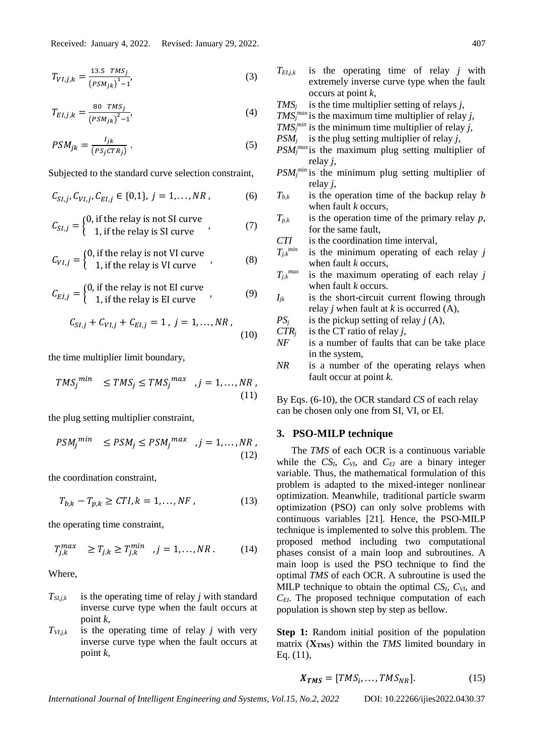$$T_{VI,j,k} = \frac{13.5 \ TMS_j}{(PSM_{jk})^1 - 1}, \tag{3}$$

$$T_{EI,j,k} = \frac{80 \ TMS_j}{(PSM_{jk})^2 - 1}, \tag{4}$$

$$PSM_{jk} = \frac{I_{jk}}{(PS_j CTR_j)} \ . \tag{5}$$

Subjected to the standard curve selection constraint,

$$C_{SI,j}, C_{VI,j}, C_{EI,j} \in \{0,1\}, \ j = 1, \ldots, NR \ , \tag{6}$$

$$C_{SI,j} = \begin{cases} 0, \text{ if the relay is not SI curve} \\ 1, \text{ if the relay is SI curve} \end{cases} , \tag{7}$$

$$C_{VI,j} = \begin{cases} 0, \text{ if the relay is not VI curve} \\ 1, \text{ if the relay is VI curve} \end{cases} , \tag{8}$$

$$C_{EI,j} = \begin{cases} 0, \text{ if the relay is not EI curve} \\ 1, \text{ if the relay is EI curve} \end{cases} , \tag{9}$$

$$C_{SI,j} + C_{VI,j} + C_{EI,j} = 1 \ , \ j = 1, \ldots, NR \ , \tag{10}$$

the time multiplier limit boundary,

$$TMS_j^{min} \le TMS_j \le TMS_j^{max} \quad , j = 1, \ldots, NR \ , \tag{11}$$

the plug setting multiplier constraint,

$$PSM_j^{min} \le PSM_j \le PSM_j^{max} \quad , j = 1, \ldots, NR \ , \tag{12}$$

the coordination constraint,

$$T_{b,k} - T_{p,k} \ge CTI, k = 1, \ldots, NF \ , \tag{13}$$

the operating time constraint,

$$T_{j,k}^{max} \ge T_{j,k} \ge T_{j,k}^{min} \quad , j = 1, \ldots, NR \ . \tag{14}$$

Where,

- $T_{SI,j,k}$ is the operating time of relay *j* with standard inverse curve type when the fault occurs at point *k*,
- $T_{VI,j,k}$ is the operating time of relay *j* with very inverse curve type when the fault occurs at point *k*,
- $T_{EI,j,k}$ is the operating time of relay *j* with extremely inverse curve type when the fault occurs at point *k*,
- $TMS_j$ is the time multiplier setting of relays *j*,
- $TMS_j^{max}$ is the maximum time multiplier of relay *j*,
- $TMS_j^{min}$ is the minimum time multiplier of relay *j*,
- $PSM_j$ is the plug setting multiplier of relay *j*,
- $PSM_j^{max}$ is the maximum plug setting multiplier of relay *j*,
- $PSM_j^{min}$ is the minimum plug setting multiplier of relay *j*,
- $T_{b,k}$ is the operation time of the backup relay *b* when fault *k* occurs,
- $T_{p,k}$ is the operation time of the primary relay *p*, for the same fault,
- *CTI* is the coordination time interval,
- $T_{j,k}^{min}$ is the minimum operating of each relay *j* when fault *k* occurs,
- $T_{j,k}^{max}$ is the maximum operating of each relay *j* when fault *k* occurs.
- $I_{jk}$ is the short-circuit current flowing through relay *j* when fault at *k* is occurred (A),
- $PS_j$ is the pickup setting of relay *j* (A),
- $CTR_j$ is the CT ratio of relay *j*,
- *NF* is a number of faults that can be take place in the system,
- *NR* is a number of the operating relays when fault occur at point *k*.

By Eqs. (6-10), the OCR standard *CS* of each relay can be chosen only one from SI, VI, or EI.

## 3. PSO-MILP technique

The *TMS* of each OCR is a continuous variable while the $CS_I$, $C_{VI}$, and $C_{EI}$ are a binary integer variable. Thus, the mathematical formulation of this problem is adapted to the mixed-integer nonlinear optimization. Meanwhile, traditional particle swarm optimization (PSO) can only solve problems with continuous variables [21]. Hence, the PSO-MILP technique is implemented to solve this problem. The proposed method including two computational phases consist of a main loop and subroutines. A main loop is used the PSO technique to find the optimal *TMS* of each OCR. A subroutine is used the MILP technique to obtain the optimal $CS_I$, $C_{VI}$, and $C_{EI}$. The proposed technique computation of each population is shown step by step as bellow.

**Step 1:** Random initial position of the population matrix ($\mathbf{X_{TMS}}$) within the *TMS* limited boundary in Eq. (11),

$$\boldsymbol{X_{TMS}} = [TMS_i, \ldots, TMS_{NR}]. \tag{15}$$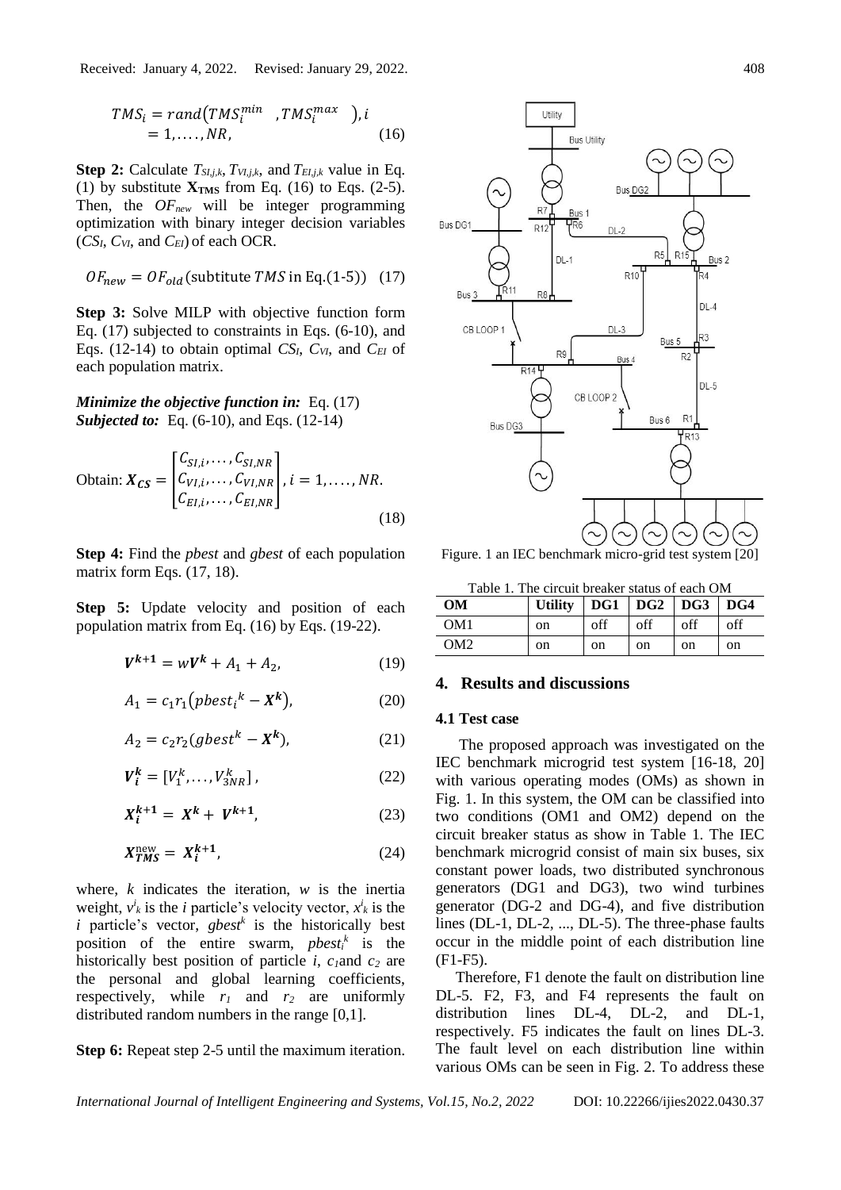$$TMS_i = rand\left(TMS_i^{min}\ \ , TMS_i^{max}\ \ \right), i = 1, \ldots, NR, \tag{16}$$

**Step 2:** Calculate $T_{SI,j,k}$, $T_{VI,j,k}$, and $T_{EI,j,k}$ value in Eq. (1) by substitute $\mathbf{X_{TMS}}$ from Eq. (16) to Eqs. (2-5). Then, the $OF_{new}$ will be integer programming optimization with binary integer decision variables ($CS_I$, $C_{VI}$, and $C_{EI}$) of each OCR.

$$OF_{new} = OF_{old}(\text{subtitute } TMS \text{ in Eq.(1-5)}) \tag{17}$$

**Step 3:** Solve MILP with objective function form Eq. (17) subjected to constraints in Eqs. (6-10), and Eqs. (12-14) to obtain optimal $CS_I$, $C_{VI}$, and $C_{EI}$ of each population matrix.

***Minimize the objective function in:*** Eq. (17)
***Subjected to:*** Eq. (6-10), and Eqs. (12-14)

$$\text{Obtain: } \boldsymbol{X_{CS}} = \begin{bmatrix} C_{SI,i}, \ldots, C_{SI,NR} \\ C_{VI,i}, \ldots, C_{VI,NR} \\ C_{EI,i}, \ldots, C_{EI,NR} \end{bmatrix}, i = 1, \ldots, NR. \tag{18}$$

**Step 4:** Find the *pbest* and *gbest* of each population matrix form Eqs. (17, 18).

**Step 5:** Update velocity and position of each population matrix from Eq. (16) by Eqs. (19-22).

$$\boldsymbol{V^{k+1}} = w\boldsymbol{V^k} + A_1 + A_2, \tag{19}$$

$$A_1 = c_1 r_1\left(pbest_i{}^k - \boldsymbol{X^k}\right), \tag{20}$$

$$A_2 = c_2 r_2(gbest^k - \boldsymbol{X^k}), \tag{21}$$

$$\boldsymbol{V_i^k} = [V_1^k, \ldots, V_{3NR}^k], \tag{22}$$

$$\boldsymbol{X_i^{k+1}} = \boldsymbol{X^k} + \boldsymbol{V^{k+1}}, \tag{23}$$

$$\boldsymbol{X_{TMS}^{\text{new}}} = \boldsymbol{X_i^{k+1}}, \tag{24}$$

where, $k$ indicates the iteration, $w$ is the inertia weight, $v^i_k$ is the $i$ particle's velocity vector, $x^i_k$ is the $i$ particle's vector, $gbest^k$ is the historically best position of the entire swarm, $pbest_i^k$ is the historically best position of particle $i$, $c_1$ and $c_2$ are the personal and global learning coefficients, respectively, while $r_1$ and $r_2$ are uniformly distributed random numbers in the range [0,1].

**Step 6:** Repeat step 2-5 until the maximum iteration.

Figure. 1 an IEC benchmark micro-grid test system [20]

Table 1. The circuit breaker status of each OM

| OM | Utility | DG1 | DG2 | DG3 | DG4 |
|---|---|---|---|---|---|
| OM1 | on | off | off | off | off |
| OM2 | on | on | on | on | on |

## 4. Results and discussions

### 4.1 Test case

The proposed approach was investigated on the IEC benchmark microgrid test system [16-18, 20] with various operating modes (OMs) as shown in Fig. 1. In this system, the OM can be classified into two conditions (OM1 and OM2) depend on the circuit breaker status as show in Table 1. The IEC benchmark microgrid consist of main six buses, six constant power loads, two distributed synchronous generators (DG1 and DG3), two wind turbines generator (DG-2 and DG-4), and five distribution lines (DL-1, DL-2, ..., DL-5). The three-phase faults occur in the middle point of each distribution line (F1-F5).

Therefore, F1 denote the fault on distribution line DL-5. F2, F3, and F4 represents the fault on distribution lines DL-4, DL-2, and DL-1, respectively. F5 indicates the fault on lines DL-3. The fault level on each distribution line within various OMs can be seen in Fig. 2. To address these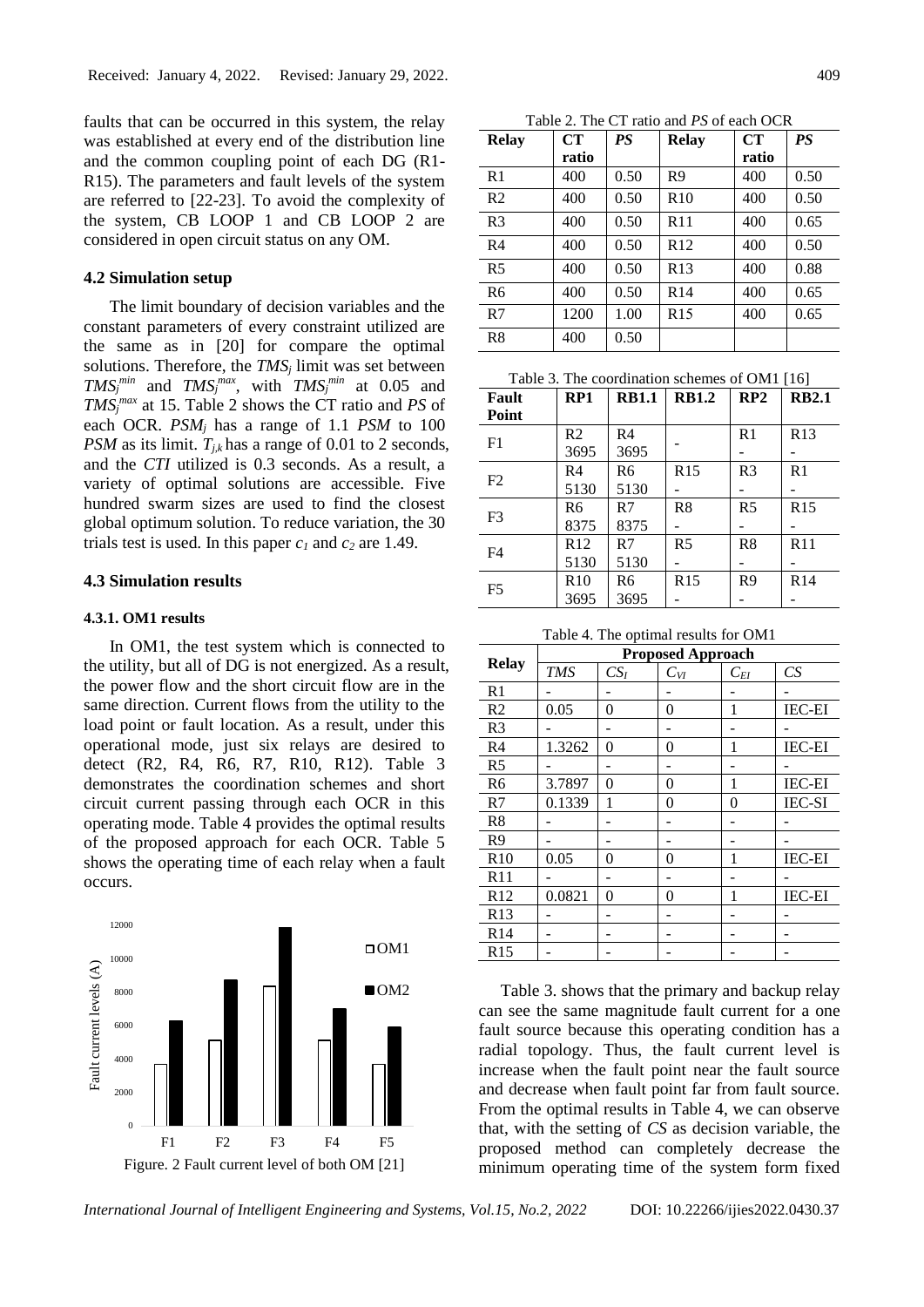faults that can be occurred in this system, the relay was established at every end of the distribution line and the common coupling point of each DG (R1-R15). The parameters and fault levels of the system are referred to [22-23]. To avoid the complexity of the system, CB LOOP 1 and CB LOOP 2 are considered in open circuit status on any OM.

### 4.2 Simulation setup

The limit boundary of decision variables and the constant parameters of every constraint utilized are the same as in [20] for compare the optimal solutions. Therefore, the $TMS_j$ limit was set between $TMS_j^{min}$ and $TMS_j^{max}$, with $TMS_j^{min}$ at 0.05 and $TMS_j^{max}$ at 15. Table 2 shows the CT ratio and *PS* of each OCR. $PSM_j$ has a range of 1.1 *PSM* to 100 *PSM* as its limit. $T_{j,k}$ has a range of 0.01 to 2 seconds, and the *CTI* utilized is 0.3 seconds. As a result, a variety of optimal solutions are accessible. Five hundred swarm sizes are used to find the closest global optimum solution. To reduce variation, the 30 trials test is used. In this paper $c_1$ and $c_2$ are 1.49.

### 4.3 Simulation results

#### 4.3.1. OM1 results

In OM1, the test system which is connected to the utility, but all of DG is not energized. As a result, the power flow and the short circuit flow are in the same direction. Current flows from the utility to the load point or fault location. As a result, under this operational mode, just six relays are desired to detect (R2, R4, R6, R7, R10, R12). Table 3 demonstrates the coordination schemes and short circuit current passing through each OCR in this operating mode. Table 4 provides the optimal results of the proposed approach for each OCR. Table 5 shows the operating time of each relay when a fault occurs.

Figure. 2 Fault current level of both OM [21]

Table 2. The CT ratio and *PS* of each OCR

| Relay | CT ratio | *PS* | Relay | CT ratio | *PS* |
|---|---|---|---|---|---|
| R1 | 400 | 0.50 | R9 | 400 | 0.50 |
| R2 | 400 | 0.50 | R10 | 400 | 0.50 |
| R3 | 400 | 0.50 | R11 | 400 | 0.65 |
| R4 | 400 | 0.50 | R12 | 400 | 0.50 |
| R5 | 400 | 0.50 | R13 | 400 | 0.88 |
| R6 | 400 | 0.50 | R14 | 400 | 0.65 |
| R7 | 1200 | 1.00 | R15 | 400 | 0.65 |
| R8 | 400 | 0.50 | | | |

Table 3. The coordination schemes of OM1 [16]

| Fault Point | RP1 | RB1.1 | RB1.2 | RP2 | RB2.1 |
|---|---|---|---|---|---|
| F1 | R2<br>3695 | R4<br>3695 | - | R1<br>- | R13<br>- |
| F2 | R4<br>5130 | R6<br>5130 | R15<br>- | R3<br>- | R1<br>- |
| F3 | R6<br>8375 | R7<br>8375 | R8<br>- | R5<br>- | R15<br>- |
| F4 | R12<br>5130 | R7<br>5130 | R5<br>- | R8<br>- | R11<br>- |
| F5 | R10<br>3695 | R6<br>3695 | R15<br>- | R9<br>- | R14<br>- |

Table 4. The optimal results for OM1

| Relay | Proposed Approach | | | | |
|---|---|---|---|---|---|
| | *TMS* | $CS_I$ | $C_{VI}$ | $C_{EI}$ | *CS* |
| R1 | - | - | - | - | - |
| R2 | 0.05 | 0 | 0 | 1 | IEC-EI |
| R3 | - | - | - | - | - |
| R4 | 1.3262 | 0 | 0 | 1 | IEC-EI |
| R5 | - | - | - | - | - |
| R6 | 3.7897 | 0 | 0 | 1 | IEC-EI |
| R7 | 0.1339 | 1 | 0 | 0 | IEC-SI |
| R8 | - | - | - | - | - |
| R9 | - | - | - | - | - |
| R10 | 0.05 | 0 | 0 | 1 | IEC-EI |
| R11 | - | - | - | - | - |
| R12 | 0.0821 | 0 | 0 | 1 | IEC-EI |
| R13 | - | - | - | - | - |
| R14 | - | - | - | - | - |
| R15 | - | - | - | - | - |

Table 3. shows that the primary and backup relay can see the same magnitude fault current for a one fault source because this operating condition has a radial topology. Thus, the fault current level is increase when the fault point near the fault source and decrease when fault point far from fault source. From the optimal results in Table 4, we can observe that, with the setting of *CS* as decision variable, the proposed method can completely decrease the minimum operating time of the system form fixed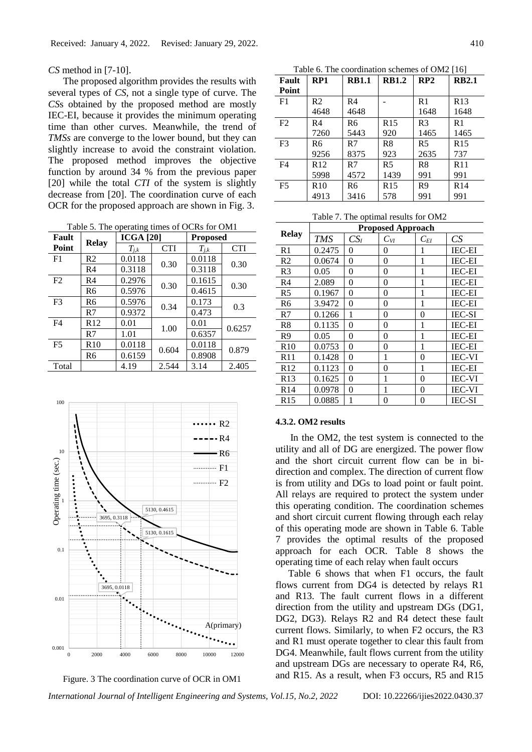*CS* method in [7-10].

The proposed algorithm provides the results with several types of *CS*, not a single type of curve. The *CS*s obtained by the proposed method are mostly IEC-EI, because it provides the minimum operating time than other curves. Meanwhile, the trend of *TMSs* are converge to the lower bound, but they can slightly increase to avoid the constraint violation. The proposed method improves the objective function by around 34 % from the previous paper [20] while the total *CTI* of the system is slightly decrease from [20]. The coordination curve of each OCR for the proposed approach are shown in Fig. 3.

Table 5. The operating times of OCRs for OM1

| Fault Point | Relay | ICGA [20] | | Proposed | |
|---|---|---|---|---|---|
| | | $T_{j,k}$ | CTI | $T_{j,k}$ | CTI |
| F1 | R2 | 0.0118 | 0.30 | 0.0118 | 0.30 |
| | R4 | 0.3118 | | 0.3118 | |
| F2 | R4 | 0.2976 | 0.30 | 0.1615 | 0.30 |
| | R6 | 0.5976 | | 0.4615 | |
| F3 | R6 | 0.5976 | 0.34 | 0.173 | 0.3 |
| | R7 | 0.9372 | | 0.473 | |
| F4 | R12 | 0.01 | 1.00 | 0.01 | 0.6257 |
| | R7 | 1.01 | | 0.6357 | |
| F5 | R10 | 0.0118 | 0.604 | 0.0118 | 0.879 |
| | R6 | 0.6159 | | 0.8908 | |
| Total | | 4.19 | 2.544 | 3.14 | 2.405 |

Figure. 3 The coordination curve of OCR in OM1

Table 6. The coordination schemes of OM2 [16]

| Fault Point | RP1 | RB1.1 | RB1.2 | RP2 | RB2.1 |
|---|---|---|---|---|---|
| F1 | R2<br>4648 | R4<br>4648 | - | R1<br>1648 | R13<br>1648 |
| F2 | R4<br>7260 | R6<br>5443 | R15<br>920 | R3<br>1465 | R1<br>1465 |
| F3 | R6<br>9256 | R7<br>8375 | R8<br>923 | R5<br>2635 | R15<br>737 |
| F4 | R12<br>5998 | R7<br>4572 | R5<br>1439 | R8<br>991 | R11<br>991 |
| F5 | R10<br>4913 | R6<br>3416 | R15<br>578 | R9<br>991 | R14<br>991 |

Table 7. The optimal results for OM2

| Relay | Proposed Approach | | | | |
|---|---|---|---|---|---|
| | *TMS* | $CS_I$ | $C_{VI}$ | $C_{EI}$ | *CS* |
| R1 | 0.2475 | 0 | 0 | 1 | IEC-EI |
| R2 | 0.0674 | 0 | 0 | 1 | IEC-EI |
| R3 | 0.05 | 0 | 0 | 1 | IEC-EI |
| R4 | 2.089 | 0 | 0 | 1 | IEC-EI |
| R5 | 0.1967 | 0 | 0 | 1 | IEC-EI |
| R6 | 3.9472 | 0 | 0 | 1 | IEC-EI |
| R7 | 0.1266 | 1 | 0 | 0 | IEC-SI |
| R8 | 0.1135 | 0 | 0 | 1 | IEC-EI |
| R9 | 0.05 | 0 | 0 | 1 | IEC-EI |
| R10 | 0.0753 | 0 | 0 | 1 | IEC-EI |
| R11 | 0.1428 | 0 | 1 | 0 | IEC-VI |
| R12 | 0.1123 | 0 | 0 | 1 | IEC-EI |
| R13 | 0.1625 | 0 | 1 | 0 | IEC-VI |
| R14 | 0.0978 | 0 | 1 | 0 | IEC-VI |
| R15 | 0.0885 | 1 | 0 | 0 | IEC-SI |

#### 4.3.2. OM2 results

In the OM2, the test system is connected to the utility and all of DG are energized. The power flow and the short circuit current flow can be in bi-direction and complex. The direction of current flow is from utility and DGs to load point or fault point. All relays are required to protect the system under this operating condition. The coordination schemes and short circuit current flowing through each relay of this operating mode are shown in Table 6. Table 7 provides the optimal results of the proposed approach for each OCR. Table 8 shows the operating time of each relay when fault occurs

Table 6 shows that when F1 occurs, the fault flows current from DG4 is detected by relays R1 and R13. The fault current flows in a different direction from the utility and upstream DGs (DG1, DG2, DG3). Relays R2 and R4 detect these fault current flows. Similarly, to when F2 occurs, the R3 and R1 must operate together to clear this fault from DG4. Meanwhile, fault flows current from the utility and upstream DGs are necessary to operate R4, R6, and R15. As a result, when F3 occurs, R5 and R15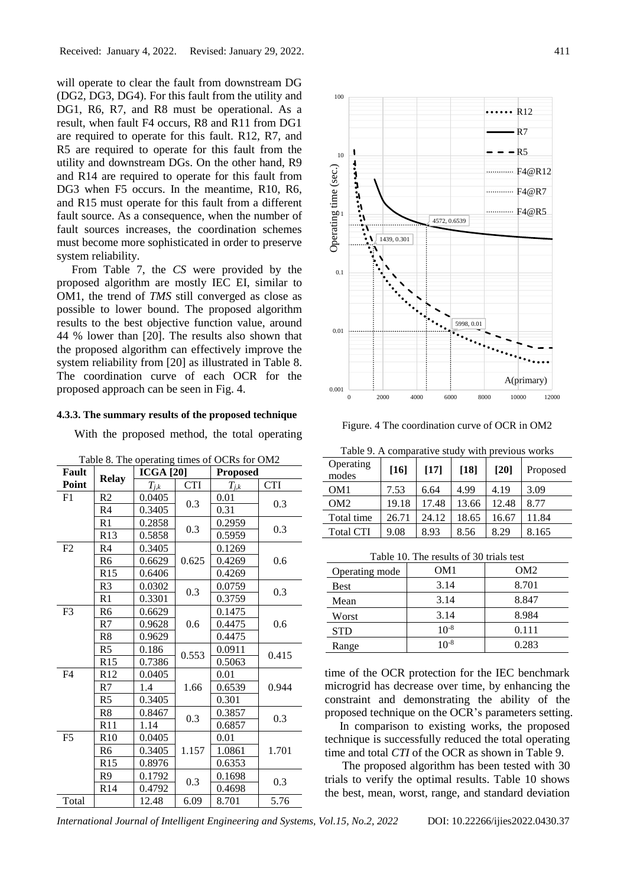will operate to clear the fault from downstream DG (DG2, DG3, DG4). For this fault from the utility and DG1, R6, R7, and R8 must be operational. As a result, when fault F4 occurs, R8 and R11 from DG1 are required to operate for this fault. R12, R7, and R5 are required to operate for this fault from the utility and downstream DGs. On the other hand, R9 and R14 are required to operate for this fault from DG3 when F5 occurs. In the meantime, R10, R6, and R15 must operate for this fault from a different fault source. As a consequence, when the number of fault sources increases, the coordination schemes must become more sophisticated in order to preserve system reliability.

From Table 7, the *CS* were provided by the proposed algorithm are mostly IEC EI, similar to OM1, the trend of *TMS* still converged as close as possible to lower bound. The proposed algorithm results to the best objective function value, around 44 % lower than [20]. The results also shown that the proposed algorithm can effectively improve the system reliability from [20] as illustrated in Table 8. The coordination curve of each OCR for the proposed approach can be seen in Fig. 4.

#### 4.3.3. The summary results of the proposed technique

With the proposed method, the total operating time of the OCR protection for the IEC benchmark microgrid has decrease over time, by enhancing the constraint and demonstrating the ability of the proposed technique on the OCR's parameters setting.

In comparison to existing works, the proposed technique is successfully reduced the total operating time and total *CTI* of the OCR as shown in Table 9.

The proposed algorithm has been tested with 30 trials to verify the optimal results. Table 10 shows the best, mean, worst, range, and standard deviation

Table 8. The operating times of OCRs for OM2

| Fault Point | Relay | ICGA [20] | | Proposed | |
|---|---|---|---|---|---|
| | | $T_{j,k}$ | CTI | $T_{j,k}$ | CTI |
| F1 | R2 | 0.0405 | 0.3 | 0.01 | 0.3 |
| | R4 | 0.3405 | | 0.31 | |
| | R1 | 0.2858 | 0.3 | 0.2959 | 0.3 |
| | R13 | 0.5858 | | 0.5959 | |
| F2 | R4 | 0.3405 | 0.625 | 0.1269 | 0.6 |
| | R6 | 0.6629 | | 0.4269 | |
| | R15 | 0.6406 | | 0.4269 | |
| | R3 | 0.0302 | 0.3 | 0.0759 | 0.3 |
| | R1 | 0.3301 | | 0.3759 | |
| F3 | R6 | 0.6629 | 0.6 | 0.1475 | 0.6 |
| | R7 | 0.9628 | | 0.4475 | |
| | R8 | 0.9629 | | 0.4475 | |
| | R5 | 0.186 | 0.553 | 0.0911 | 0.415 |
| | R15 | 0.7386 | | 0.5063 | |
| F4 | R12 | 0.0405 | 1.66 | 0.01 | 0.944 |
| | R7 | 1.4 | | 0.6539 | |
| | R5 | 0.3405 | | 0.301 | |
| | R8 | 0.8467 | 0.3 | 0.3857 | 0.3 |
| | R11 | 1.14 | | 0.6857 | |
| F5 | R10 | 0.0405 | 1.157 | 0.01 | 1.701 |
| | R6 | 0.3405 | | 1.0861 | |
| | R15 | 0.8976 | | 0.6353 | |
| | R9 | 0.1792 | 0.3 | 0.1698 | 0.3 |
| | R14 | 0.4792 | | 0.4698 | |
| Total | | 12.48 | 6.09 | 8.701 | 5.76 |

Figure. 4 The coordination curve of OCR in OM2

Table 9. A comparative study with previous works

| Operating modes | [16] | [17] | [18] | [20] | Proposed |
|---|---|---|---|---|---|
| OM1 | 7.53 | 6.64 | 4.99 | 4.19 | 3.09 |
| OM2 | 19.18 | 17.48 | 13.66 | 12.48 | 8.77 |
| Total time | 26.71 | 24.12 | 18.65 | 16.67 | 11.84 |
| Total CTI | 9.08 | 8.93 | 8.56 | 8.29 | 8.165 |

Table 10. The results of 30 trials test

| Operating mode | OM1 | OM2 |
|---|---|---|
| Best | 3.14 | 8.701 |
| Mean | 3.14 | 8.847 |
| Worst | 3.14 | 8.984 |
| STD | $10^{-8}$ | 0.111 |
| Range | $10^{-8}$ | 0.283 |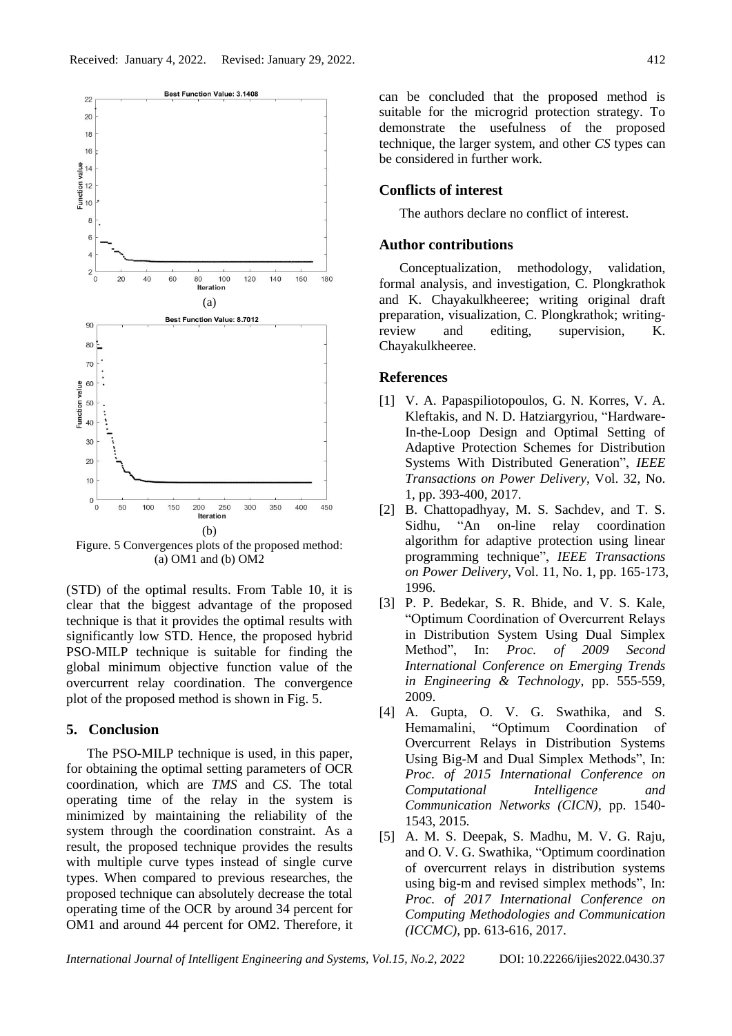Figure. 5 Convergences plots of the proposed method: (a) OM1 and (b) OM2

(STD) of the optimal results. From Table 10, it is clear that the biggest advantage of the proposed technique is that it provides the optimal results with significantly low STD. Hence, the proposed hybrid PSO-MILP technique is suitable for finding the global minimum objective function value of the overcurrent relay coordination. The convergence plot of the proposed method is shown in Fig. 5.

## 5. Conclusion

The PSO-MILP technique is used, in this paper, for obtaining the optimal setting parameters of OCR coordination, which are *TMS* and *CS*. The total operating time of the relay in the system is minimized by maintaining the reliability of the system through the coordination constraint. As a result, the proposed technique provides the results with multiple curve types instead of single curve types. When compared to previous researches, the proposed technique can absolutely decrease the total operating time of the OCR by around 34 percent for OM1 and around 44 percent for OM2. Therefore, it can be concluded that the proposed method is suitable for the microgrid protection strategy. To demonstrate the usefulness of the proposed technique, the larger system, and other *CS* types can be considered in further work.

## Conflicts of interest

The authors declare no conflict of interest.

## Author contributions

Conceptualization, methodology, validation, formal analysis, and investigation, C. Plongkrathok and K. Chayakulkheeree; writing original draft preparation, visualization, C. Plongkrathok; writing-review and editing, supervision, K. Chayakulkheeree.

## References

[1] V. A. Papaspiliotopoulos, G. N. Korres, V. A. Kleftakis, and N. D. Hatziargyriou, "Hardware-In-the-Loop Design and Optimal Setting of Adaptive Protection Schemes for Distribution Systems With Distributed Generation", *IEEE Transactions on Power Delivery*, Vol. 32, No. 1, pp. 393-400, 2017.

[2] B. Chattopadhyay, M. S. Sachdev, and T. S. Sidhu, "An on-line relay coordination algorithm for adaptive protection using linear programming technique", *IEEE Transactions on Power Delivery*, Vol. 11, No. 1, pp. 165-173, 1996.

[3] P. P. Bedekar, S. R. Bhide, and V. S. Kale, "Optimum Coordination of Overcurrent Relays in Distribution System Using Dual Simplex Method", In: *Proc. of 2009 Second International Conference on Emerging Trends in Engineering & Technology*, pp. 555-559, 2009.

[4] A. Gupta, O. V. G. Swathika, and S. Hemamalini, "Optimum Coordination of Overcurrent Relays in Distribution Systems Using Big-M and Dual Simplex Methods", In: *Proc. of 2015 International Conference on Computational Intelligence and Communication Networks (CICN)*, pp. 1540-1543, 2015.

[5] A. M. S. Deepak, S. Madhu, M. V. G. Raju, and O. V. G. Swathika, "Optimum coordination of overcurrent relays in distribution systems using big-m and revised simplex methods", In: *Proc. of 2017 International Conference on Computing Methodologies and Communication (ICCMC)*, pp. 613-616, 2017.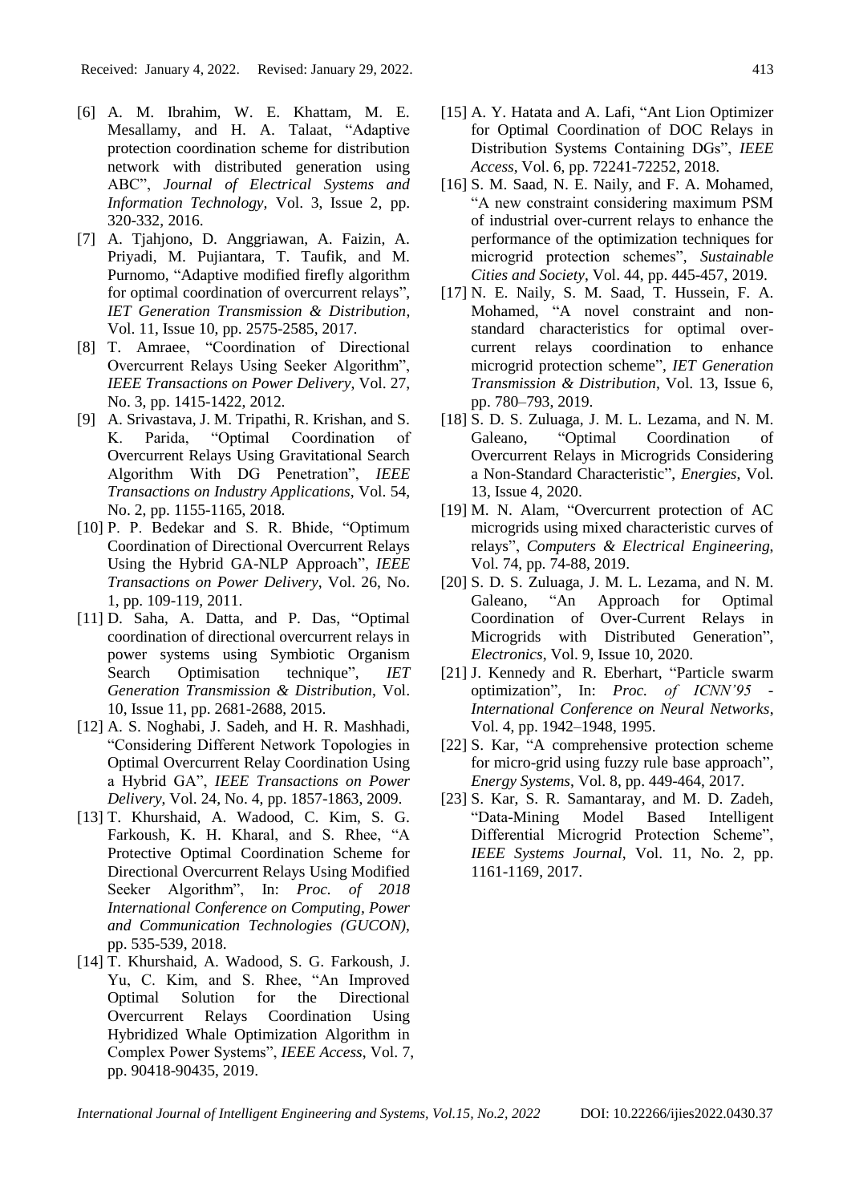[6] A. M. Ibrahim, W. E. Khattam, M. E. Mesallamy, and H. A. Talaat, "Adaptive protection coordination scheme for distribution network with distributed generation using ABC", *Journal of Electrical Systems and Information Technology*, Vol. 3, Issue 2, pp. 320-332, 2016.

[7] A. Tjahjono, D. Anggriawan, A. Faizin, A. Priyadi, M. Pujiantara, T. Taufik, and M. Purnomo, "Adaptive modified firefly algorithm for optimal coordination of overcurrent relays", *IET Generation Transmission & Distribution*, Vol. 11, Issue 10, pp. 2575-2585, 2017.

[8] T. Amraee, "Coordination of Directional Overcurrent Relays Using Seeker Algorithm", *IEEE Transactions on Power Delivery*, Vol. 27, No. 3, pp. 1415-1422, 2012.

[9] A. Srivastava, J. M. Tripathi, R. Krishan, and S. K. Parida, "Optimal Coordination of Overcurrent Relays Using Gravitational Search Algorithm With DG Penetration", *IEEE Transactions on Industry Applications*, Vol. 54, No. 2, pp. 1155-1165, 2018.

[10] P. P. Bedekar and S. R. Bhide, "Optimum Coordination of Directional Overcurrent Relays Using the Hybrid GA-NLP Approach", *IEEE Transactions on Power Delivery*, Vol. 26, No. 1, pp. 109-119, 2011.

[11] D. Saha, A. Datta, and P. Das, "Optimal coordination of directional overcurrent relays in power systems using Symbiotic Organism Search Optimisation technique", *IET Generation Transmission & Distribution*, Vol. 10, Issue 11, pp. 2681-2688, 2015.

[12] A. S. Noghabi, J. Sadeh, and H. R. Mashhadi, "Considering Different Network Topologies in Optimal Overcurrent Relay Coordination Using a Hybrid GA", *IEEE Transactions on Power Delivery*, Vol. 24, No. 4, pp. 1857-1863, 2009.

[13] T. Khurshaid, A. Wadood, C. Kim, S. G. Farkoush, K. H. Kharal, and S. Rhee, "A Protective Optimal Coordination Scheme for Directional Overcurrent Relays Using Modified Seeker Algorithm", In: *Proc. of 2018 International Conference on Computing, Power and Communication Technologies (GUCON)*, pp. 535-539, 2018.

[14] T. Khurshaid, A. Wadood, S. G. Farkoush, J. Yu, C. Kim, and S. Rhee, "An Improved Optimal Solution for the Directional Overcurrent Relays Coordination Using Hybridized Whale Optimization Algorithm in Complex Power Systems", *IEEE Access*, Vol. 7, pp. 90418-90435, 2019.

[15] A. Y. Hatata and A. Lafi, "Ant Lion Optimizer for Optimal Coordination of DOC Relays in Distribution Systems Containing DGs", *IEEE Access*, Vol. 6, pp. 72241-72252, 2018.

[16] S. M. Saad, N. E. Naily, and F. A. Mohamed, "A new constraint considering maximum PSM of industrial over-current relays to enhance the performance of the optimization techniques for microgrid protection schemes", *Sustainable Cities and Society*, Vol. 44, pp. 445-457, 2019.

[17] N. E. Naily, S. M. Saad, T. Hussein, F. A. Mohamed, "A novel constraint and non-standard characteristics for optimal over-current relays coordination to enhance microgrid protection scheme", *IET Generation Transmission & Distribution*, Vol. 13, Issue 6, pp. 780–793, 2019.

[18] S. D. S. Zuluaga, J. M. L. Lezama, and N. M. Galeano, "Optimal Coordination of Overcurrent Relays in Microgrids Considering a Non-Standard Characteristic", *Energies*, Vol. 13, Issue 4, 2020.

[19] M. N. Alam, "Overcurrent protection of AC microgrids using mixed characteristic curves of relays", *Computers & Electrical Engineering*, Vol. 74, pp. 74-88, 2019.

[20] S. D. S. Zuluaga, J. M. L. Lezama, and N. M. Galeano, "An Approach for Optimal Coordination of Over-Current Relays in Microgrids with Distributed Generation", *Electronics*, Vol. 9, Issue 10, 2020.

[21] J. Kennedy and R. Eberhart, "Particle swarm optimization", In: *Proc. of ICNN'95 - International Conference on Neural Networks*, Vol. 4, pp. 1942–1948, 1995.

[22] S. Kar, "A comprehensive protection scheme for micro-grid using fuzzy rule base approach", *Energy Systems*, Vol. 8, pp. 449-464, 2017.

[23] S. Kar, S. R. Samantaray, and M. D. Zadeh, "Data-Mining Model Based Intelligent Differential Microgrid Protection Scheme", *IEEE Systems Journal*, Vol. 11, No. 2, pp. 1161-1169, 2017.